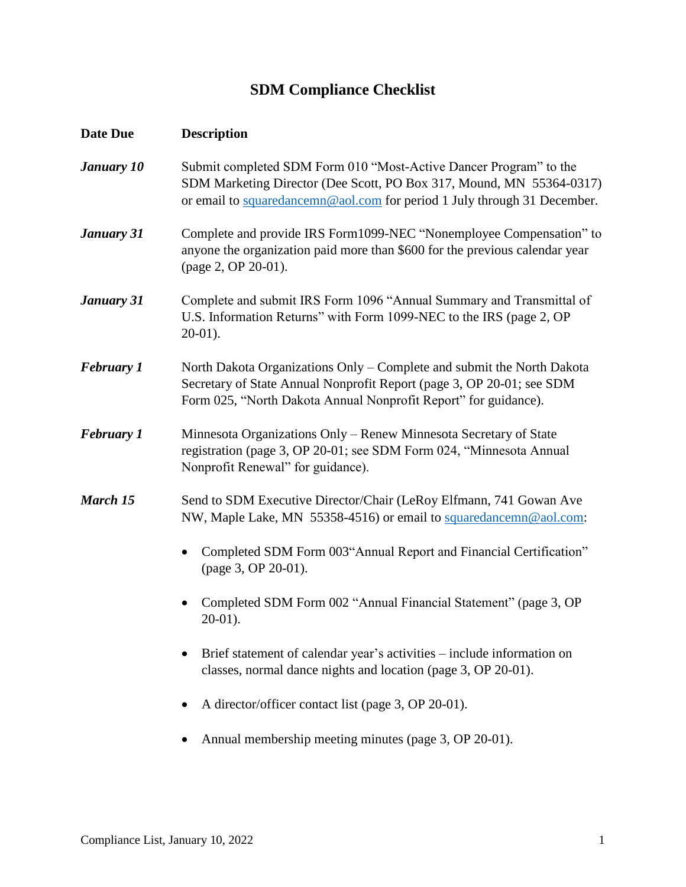# SDM Compliance Checklist

| Date Due | Description |
|---|---|
| ***January 10*** | Submit completed SDM Form 010 "Most-Active Dancer Program" to the SDM Marketing Director (Dee Scott, PO Box 317, Mound, MN 55364-0317) or email to squaredancemn@aol.com for period 1 July through 31 December. |
| ***January 31*** | Complete and provide IRS Form1099-NEC "Nonemployee Compensation" to anyone the organization paid more than $600 for the previous calendar year (page 2, OP 20-01). |
| ***January 31*** | Complete and submit IRS Form 1096 "Annual Summary and Transmittal of U.S. Information Returns" with Form 1099-NEC to the IRS (page 2, OP 20-01). |
| ***February 1*** | North Dakota Organizations Only – Complete and submit the North Dakota Secretary of State Annual Nonprofit Report (page 3, OP 20-01; see SDM Form 025, "North Dakota Annual Nonprofit Report" for guidance). |
| ***February 1*** | Minnesota Organizations Only – Renew Minnesota Secretary of State registration (page 3, OP 20-01; see SDM Form 024, "Minnesota Annual Nonprofit Renewal" for guidance). |
| ***March 15*** | Send to SDM Executive Director/Chair (LeRoy Elfmann, 741 Gowan Ave NW, Maple Lake, MN 55358-4516) or email to squaredancemn@aol.com: |

- Completed SDM Form 003"Annual Report and Financial Certification" (page 3, OP 20-01).
- Completed SDM Form 002 "Annual Financial Statement" (page 3, OP 20-01).
- Brief statement of calendar year's activities – include information on classes, normal dance nights and location (page 3, OP 20-01).
- A director/officer contact list (page 3, OP 20-01).
- Annual membership meeting minutes (page 3, OP 20-01).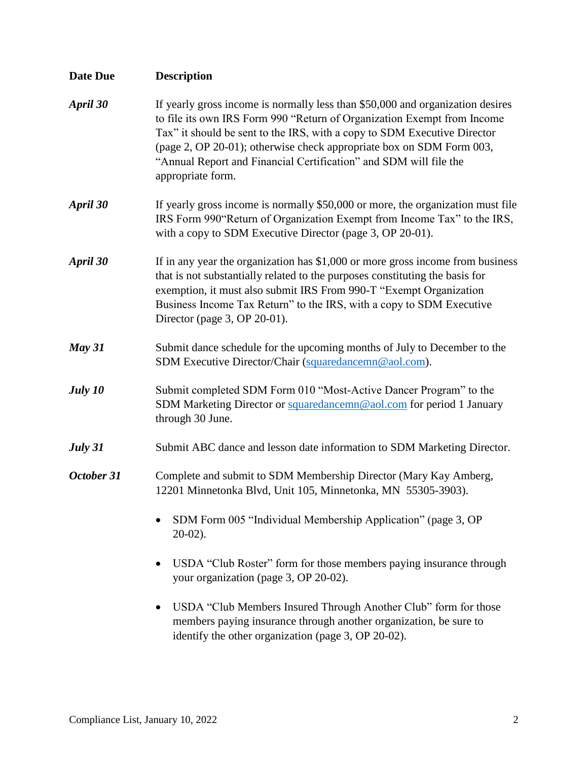| Date Due | Description |
|---|---|
| ***April 30*** | If yearly gross income is normally less than $50,000 and organization desires to file its own IRS Form 990 "Return of Organization Exempt from Income Tax" it should be sent to the IRS, with a copy to SDM Executive Director (page 2, OP 20-01); otherwise check appropriate box on SDM Form 003, "Annual Report and Financial Certification" and SDM will file the appropriate form. |
| ***April 30*** | If yearly gross income is normally $50,000 or more, the organization must file IRS Form 990"Return of Organization Exempt from Income Tax" to the IRS, with a copy to SDM Executive Director (page 3, OP 20-01). |
| ***April 30*** | If in any year the organization has $1,000 or more gross income from business that is not substantially related to the purposes constituting the basis for exemption, it must also submit IRS From 990-T "Exempt Organization Business Income Tax Return" to the IRS, with a copy to SDM Executive Director (page 3, OP 20-01). |
| ***May 31*** | Submit dance schedule for the upcoming months of July to December to the SDM Executive Director/Chair (squaredancemn@aol.com). |
| ***July 10*** | Submit completed SDM Form 010 "Most-Active Dancer Program" to the SDM Marketing Director or squaredancemn@aol.com for period 1 January through 30 June. |
| ***July 31*** | Submit ABC dance and lesson date information to SDM Marketing Director. |
| ***October 31*** | Complete and submit to SDM Membership Director (Mary Kay Amberg, 12201 Minnetonka Blvd, Unit 105, Minnetonka, MN 55305-3903).<br>• SDM Form 005 "Individual Membership Application" (page 3, OP 20-02).<br>• USDA "Club Roster" form for those members paying insurance through your organization (page 3, OP 20-02).<br>• USDA "Club Members Insured Through Another Club" form for those members paying insurance through another organization, be sure to identify the other organization (page 3, OP 20-02). |

Compliance List, January 10, 2022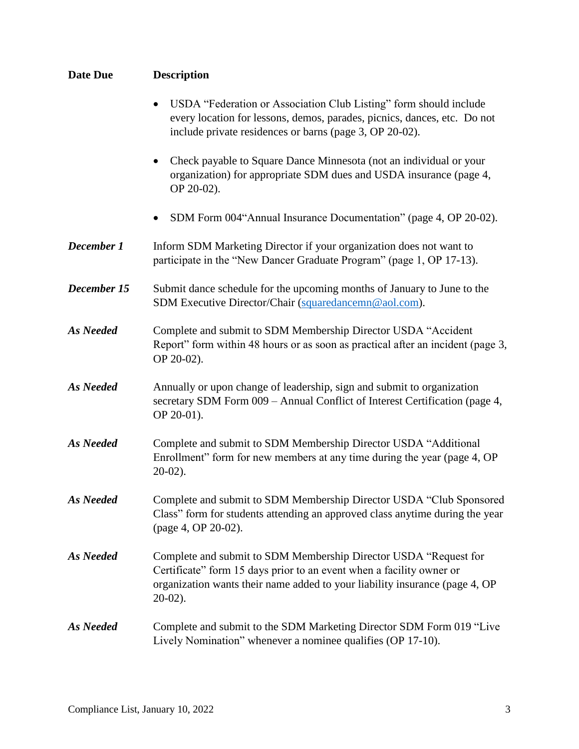| Date Due | Description |
|---|---|
| | • USDA "Federation or Association Club Listing" form should include every location for lessons, demos, parades, picnics, dances, etc. Do not include private residences or barns (page 3, OP 20-02).<br><br>• Check payable to Square Dance Minnesota (not an individual or your organization) for appropriate SDM dues and USDA insurance (page 4, OP 20-02).<br><br>• SDM Form 004"Annual Insurance Documentation" (page 4, OP 20-02). |
| ***December 1*** | Inform SDM Marketing Director if your organization does not want to participate in the "New Dancer Graduate Program" (page 1, OP 17-13). |
| ***December 15*** | Submit dance schedule for the upcoming months of January to June to the SDM Executive Director/Chair (squaredancemn@aol.com). |
| ***As Needed*** | Complete and submit to SDM Membership Director USDA "Accident Report" form within 48 hours or as soon as practical after an incident (page 3, OP 20-02). |
| ***As Needed*** | Annually or upon change of leadership, sign and submit to organization secretary SDM Form 009 – Annual Conflict of Interest Certification (page 4, OP 20-01). |
| ***As Needed*** | Complete and submit to SDM Membership Director USDA "Additional Enrollment" form for new members at any time during the year (page 4, OP 20-02). |
| ***As Needed*** | Complete and submit to SDM Membership Director USDA "Club Sponsored Class" form for students attending an approved class anytime during the year (page 4, OP 20-02). |
| ***As Needed*** | Complete and submit to SDM Membership Director USDA "Request for Certificate" form 15 days prior to an event when a facility owner or organization wants their name added to your liability insurance (page 4, OP 20-02). |
| ***As Needed*** | Complete and submit to the SDM Marketing Director SDM Form 019 "Live Lively Nomination" whenever a nominee qualifies (OP 17-10). |

Compliance List, January 10, 2022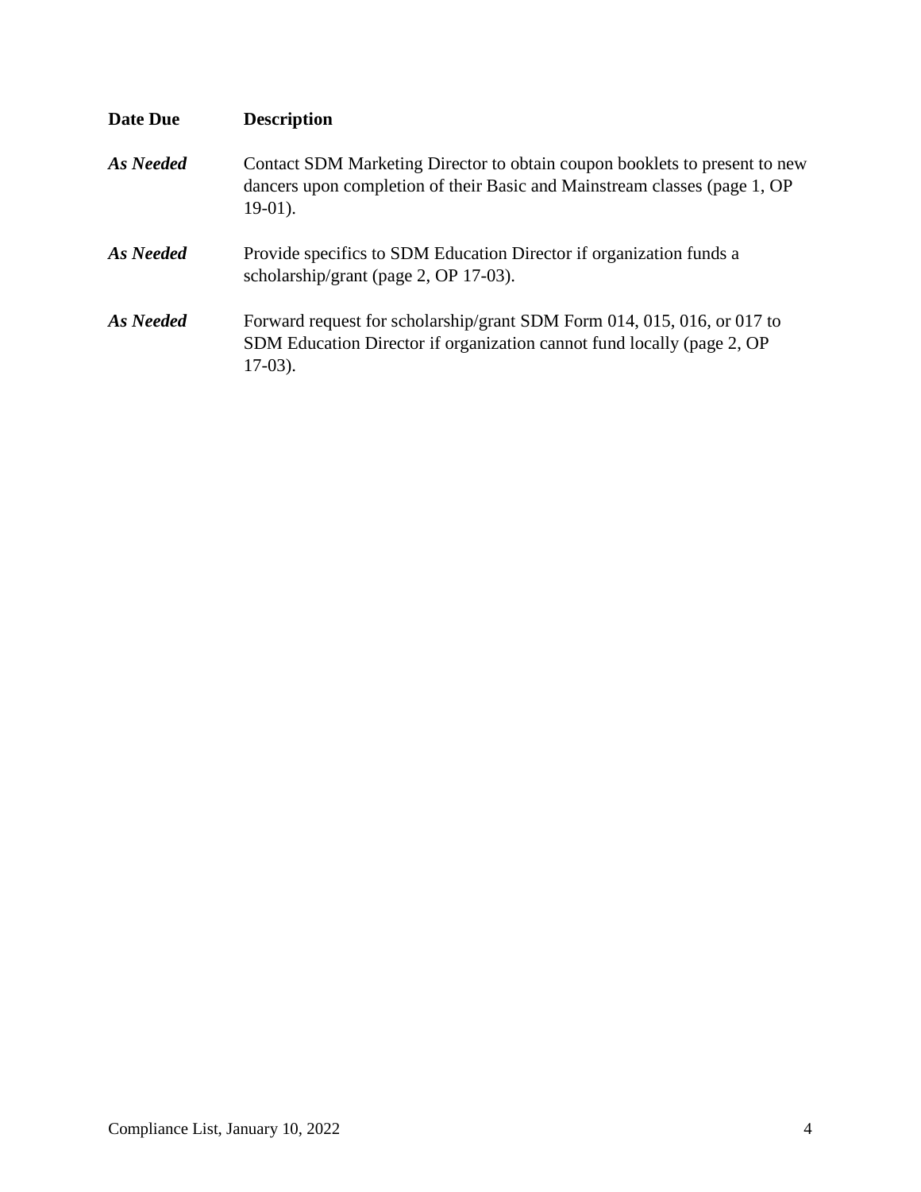| Date Due | Description |
|---|---|
| *As Needed* | Contact SDM Marketing Director to obtain coupon booklets to present to new dancers upon completion of their Basic and Mainstream classes (page 1, OP 19-01). |
| *As Needed* | Provide specifics to SDM Education Director if organization funds a scholarship/grant (page 2, OP 17-03). |
| *As Needed* | Forward request for scholarship/grant SDM Form 014, 015, 016, or 017 to SDM Education Director if organization cannot fund locally (page 2, OP 17-03). |